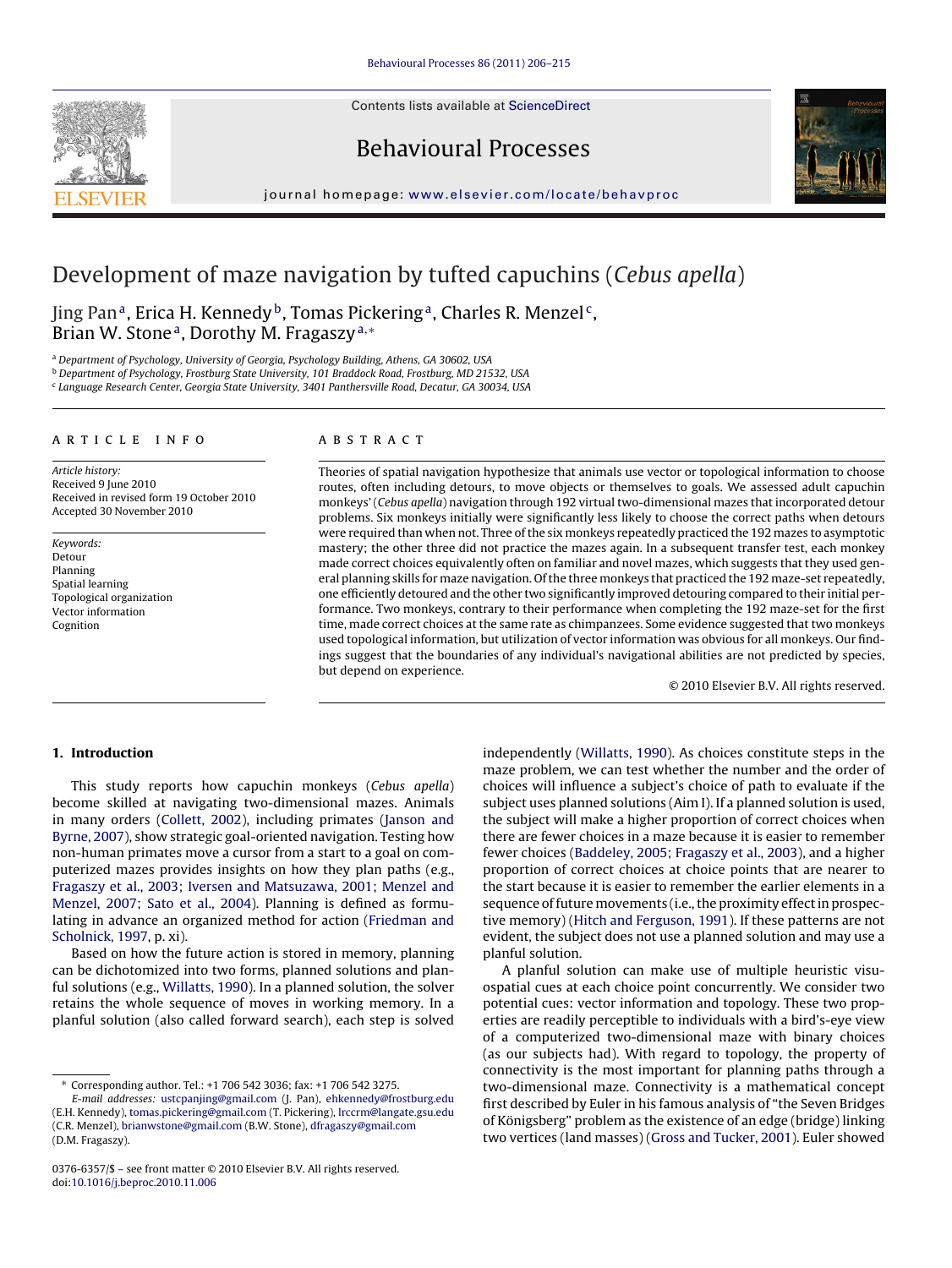# Development of maze navigation by tufted capuchins (*Cebus apella*)

Jing Pan[a], Erica H. Kennedy[b], Tomas Pickering[a], Charles R. Menzel[c], Brian W. Stone[a], Dorothy M. Fragaszy[a,*]

[a] Department of Psychology, University of Georgia, Psychology Building, Athens, GA 30602, USA
[b] Department of Psychology, Frostburg State University, 101 Braddock Road, Frostburg, MD 21532, USA
[c] Language Research Center, Georgia State University, 3401 Panthersville Road, Decatur, GA 30034, USA

## ARTICLE INFO

*Article history:*
Received 9 June 2010
Received in revised form 19 October 2010
Accepted 30 November 2010

*Keywords:*
Detour
Planning
Spatial learning
Topological organization
Vector information
Cognition

## ABSTRACT

Theories of spatial navigation hypothesize that animals use vector or topological information to choose routes, often including detours, to move objects or themselves to goals. We assessed adult capuchin monkeys' (*Cebus apella*) navigation through 192 virtual two-dimensional mazes that incorporated detour problems. Six monkeys initially were significantly less likely to choose the correct paths when detours were required than when not. Three of the six monkeys repeatedly practiced the 192 mazes to asymptotic mastery; the other three did not practice the mazes again. In a subsequent transfer test, each monkey made correct choices equivalently often on familiar and novel mazes, which suggests that they used general planning skills for maze navigation. Of the three monkeys that practiced the 192 maze-set repeatedly, one efficiently detoured and the other two significantly improved detouring compared to their initial performance. Two monkeys, contrary to their performance when completing the 192 maze-set for the first time, made correct choices at the same rate as chimpanzees. Some evidence suggested that two monkeys used topological information, but utilization of vector information was obvious for all monkeys. Our findings suggest that the boundaries of any individual's navigational abilities are not predicted by species, but depend on experience.

© 2010 Elsevier B.V. All rights reserved.

## 1. Introduction

This study reports how capuchin monkeys (*Cebus apella*) become skilled at navigating two-dimensional mazes. Animals in many orders (Collett, 2002), including primates (Janson and Byrne, 2007), show strategic goal-oriented navigation. Testing how non-human primates move a cursor from a start to a goal on computerized mazes provides insights on how they plan paths (e.g., Fragaszy et al., 2003; Iversen and Matsuzawa, 2001; Menzel and Menzel, 2007; Sato et al., 2004). Planning is defined as formulating in advance an organized method for action (Friedman and Scholnick, 1997, p. xi).

Based on how the future action is stored in memory, planning can be dichotomized into two forms, planned solutions and planful solutions (e.g., Willatts, 1990). In a planned solution, the solver retains the whole sequence of moves in working memory. In a planful solution (also called forward search), each step is solved independently (Willatts, 1990). As choices constitute steps in the maze problem, we can test whether the number and the order of choices will influence a subject's choice of path to evaluate if the subject uses planned solutions (Aim I). If a planned solution is used, the subject will make a higher proportion of correct choices when there are fewer choices in a maze because it is easier to remember fewer choices (Baddeley, 2005; Fragaszy et al., 2003), and a higher proportion of correct choices at choice points that are nearer to the start because it is easier to remember the earlier elements in a sequence of future movements (i.e., the proximity effect in prospective memory) (Hitch and Ferguson, 1991). If these patterns are not evident, the subject does not use a planned solution and may use a planful solution.

A planful solution can make use of multiple heuristic visuospatial cues at each choice point concurrently. We consider two potential cues: vector information and topology. These two properties are readily perceptible to individuals with a bird's-eye view of a computerized two-dimensional maze with binary choices (as our subjects had). With regard to topology, the property of connectivity is the most important for planning paths through a two-dimensional maze. Connectivity is a mathematical concept first described by Euler in his famous analysis of "the Seven Bridges of Königsberg" problem as the existence of an edge (bridge) linking two vertices (land masses) (Gross and Tucker, 2001). Euler showed

---

* Corresponding author. Tel.: +1 706 542 3036; fax: +1 706 542 3275.
*E-mail addresses:* ustcpanjing@gmail.com (J. Pan), ehkennedy@frostburg.edu (E.H. Kennedy), tomas.pickering@gmail.com (T. Pickering), lrccrm@langate.gsu.edu (C.R. Menzel), brianwstone@gmail.com (B.W. Stone), dfragaszy@gmail.com (D.M. Fragaszy).

0376-6357/$ – see front matter © 2010 Elsevier B.V. All rights reserved.
doi:10.1016/j.beproc.2010.11.006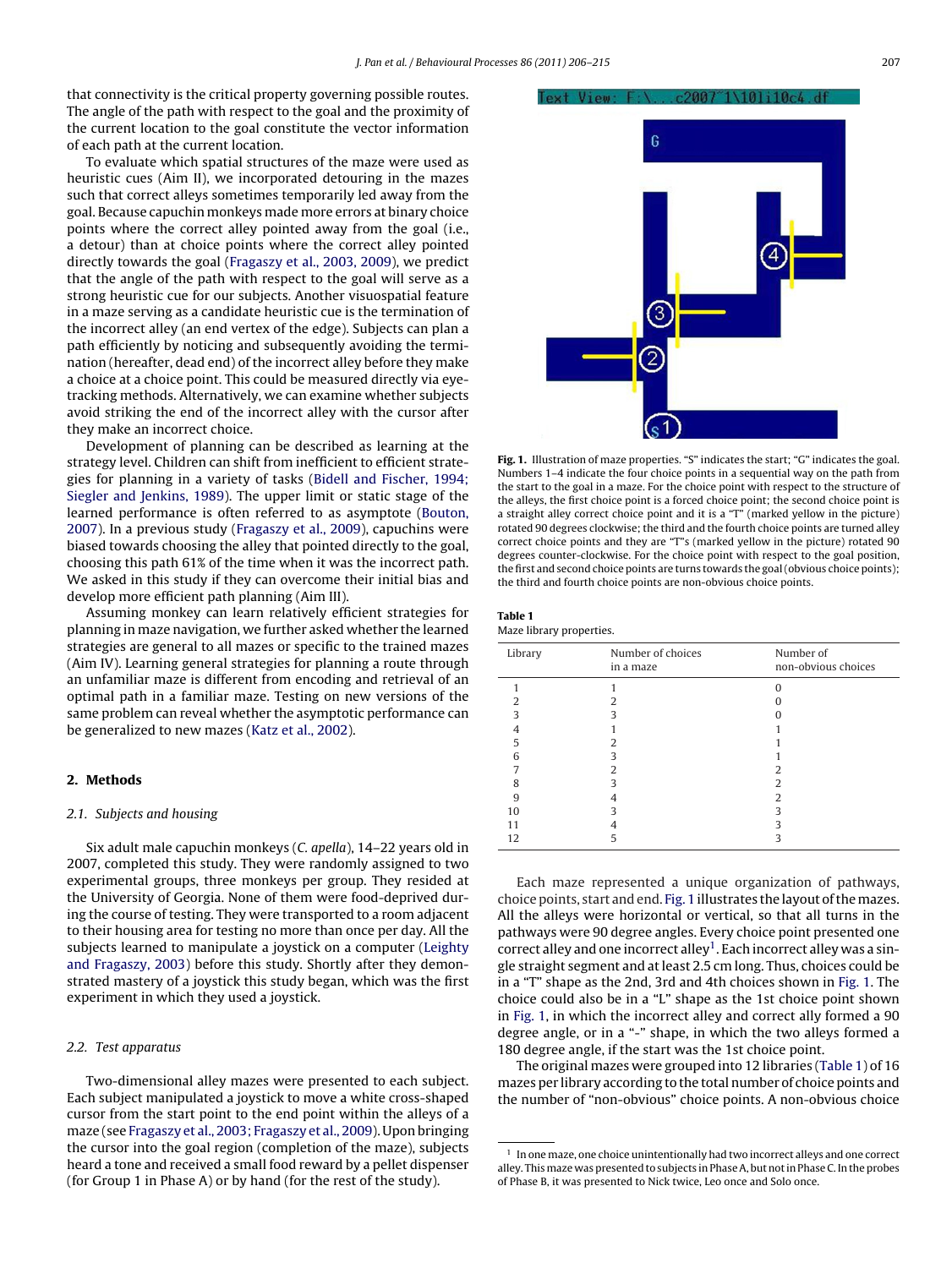that connectivity is the critical property governing possible routes. The angle of the path with respect to the goal and the proximity of the current location to the goal constitute the vector information of each path at the current location.

To evaluate which spatial structures of the maze were used as heuristic cues (Aim II), we incorporated detouring in the mazes such that correct alleys sometimes temporarily led away from the goal. Because capuchin monkeys made more errors at binary choice points where the correct alley pointed away from the goal (i.e., a detour) than at choice points where the correct alley pointed directly towards the goal (Fragaszy et al., 2003, 2009), we predict that the angle of the path with respect to the goal will serve as a strong heuristic cue for our subjects. Another visuospatial feature in a maze serving as a candidate heuristic cue is the termination of the incorrect alley (an end vertex of the edge). Subjects can plan a path efficiently by noticing and subsequently avoiding the termination (hereafter, dead end) of the incorrect alley before they make a choice at a choice point. This could be measured directly via eye-tracking methods. Alternatively, we can examine whether subjects avoid striking the end of the incorrect alley with the cursor after they make an incorrect choice.

Development of planning can be described as learning at the strategy level. Children can shift from inefficient to efficient strategies for planning in a variety of tasks (Bidell and Fischer, 1994; Siegler and Jenkins, 1989). The upper limit or static stage of the learned performance is often referred to as asymptote (Bouton, 2007). In a previous study (Fragaszy et al., 2009), capuchins were biased towards choosing the alley that pointed directly to the goal, choosing this path 61% of the time when it was the incorrect path. We asked in this study if they can overcome their initial bias and develop more efficient path planning (Aim III).

Assuming monkey can learn relatively efficient strategies for planning in maze navigation, we further asked whether the learned strategies are general to all mazes or specific to the trained mazes (Aim IV). Learning general strategies for planning a route through an unfamiliar maze is different from encoding and retrieval of an optimal path in a familiar maze. Testing on new versions of the same problem can reveal whether the asymptotic performance can be generalized to new mazes (Katz et al., 2002).

## 2. Methods

### 2.1. Subjects and housing

Six adult male capuchin monkeys (*C. apella*), 14–22 years old in 2007, completed this study. They were randomly assigned to two experimental groups, three monkeys per group. They resided at the University of Georgia. None of them were food-deprived during the course of testing. They were transported to a room adjacent to their housing area for testing no more than once per day. All the subjects learned to manipulate a joystick on a computer (Leighty and Fragaszy, 2003) before this study. Shortly after they demonstrated mastery of a joystick this study began, which was the first experiment in which they used a joystick.

### 2.2. Test apparatus

Two-dimensional alley mazes were presented to each subject. Each subject manipulated a joystick to move a white cross-shaped cursor from the start point to the end point within the alleys of a maze (see Fragaszy et al., 2003; Fragaszy et al., 2009). Upon bringing the cursor into the goal region (completion of the maze), subjects heard a tone and received a small food reward by a pellet dispenser (for Group 1 in Phase A) or by hand (for the rest of the study).

**Fig. 1.** Illustration of maze properties. "S" indicates the start; "G" indicates the goal. Numbers 1–4 indicate the four choice points in a sequential way on the path from the start to the goal in a maze. For the choice point with respect to the structure of the alleys, the first choice point is a forced choice point; the second choice point is a straight alley correct choice point and it is a "T" (marked yellow in the picture) rotated 90 degrees clockwise; the third and the fourth choice points are turned alley correct choice points and they are "T"s (marked yellow in the picture) rotated 90 degrees counter-clockwise. For the choice point with respect to the goal position, the first and second choice points are turns towards the goal (obvious choice points); the third and fourth choice points are non-obvious choice points.

**Table 1**
Maze library properties.

| Library | Number of choices in a maze | Number of non-obvious choices |
|---|---|---|
| 1 | 1 | 0 |
| 2 | 2 | 0 |
| 3 | 3 | 0 |
| 4 | 1 | 1 |
| 5 | 2 | 1 |
| 6 | 3 | 1 |
| 7 | 2 | 2 |
| 8 | 3 | 2 |
| 9 | 4 | 2 |
| 10 | 3 | 3 |
| 11 | 4 | 3 |
| 12 | 5 | 3 |

Each maze represented a unique organization of pathways, choice points, start and end. Fig. 1 illustrates the layout of the mazes. All the alleys were horizontal or vertical, so that all turns in the pathways were 90 degree angles. Every choice point presented one correct alley and one incorrect alley[1]. Each incorrect alley was a single straight segment and at least 2.5 cm long. Thus, choices could be in a "T" shape as the 2nd, 3rd and 4th choices shown in Fig. 1. The choice could also be in a "L" shape as the 1st choice point shown in Fig. 1, in which the incorrect alley and correct ally formed a 90 degree angle, or in a "-" shape, in which the two alleys formed a 180 degree angle, if the start was the 1st choice point.

The original mazes were grouped into 12 libraries (Table 1) of 16 mazes per library according to the total number of choice points and the number of "non-obvious" choice points. A non-obvious choice

[1] In one maze, one choice unintentionally had two incorrect alleys and one correct alley. This maze was presented to subjects in Phase A, but not in Phase C. In the probes of Phase B, it was presented to Nick twice, Leo once and Solo once.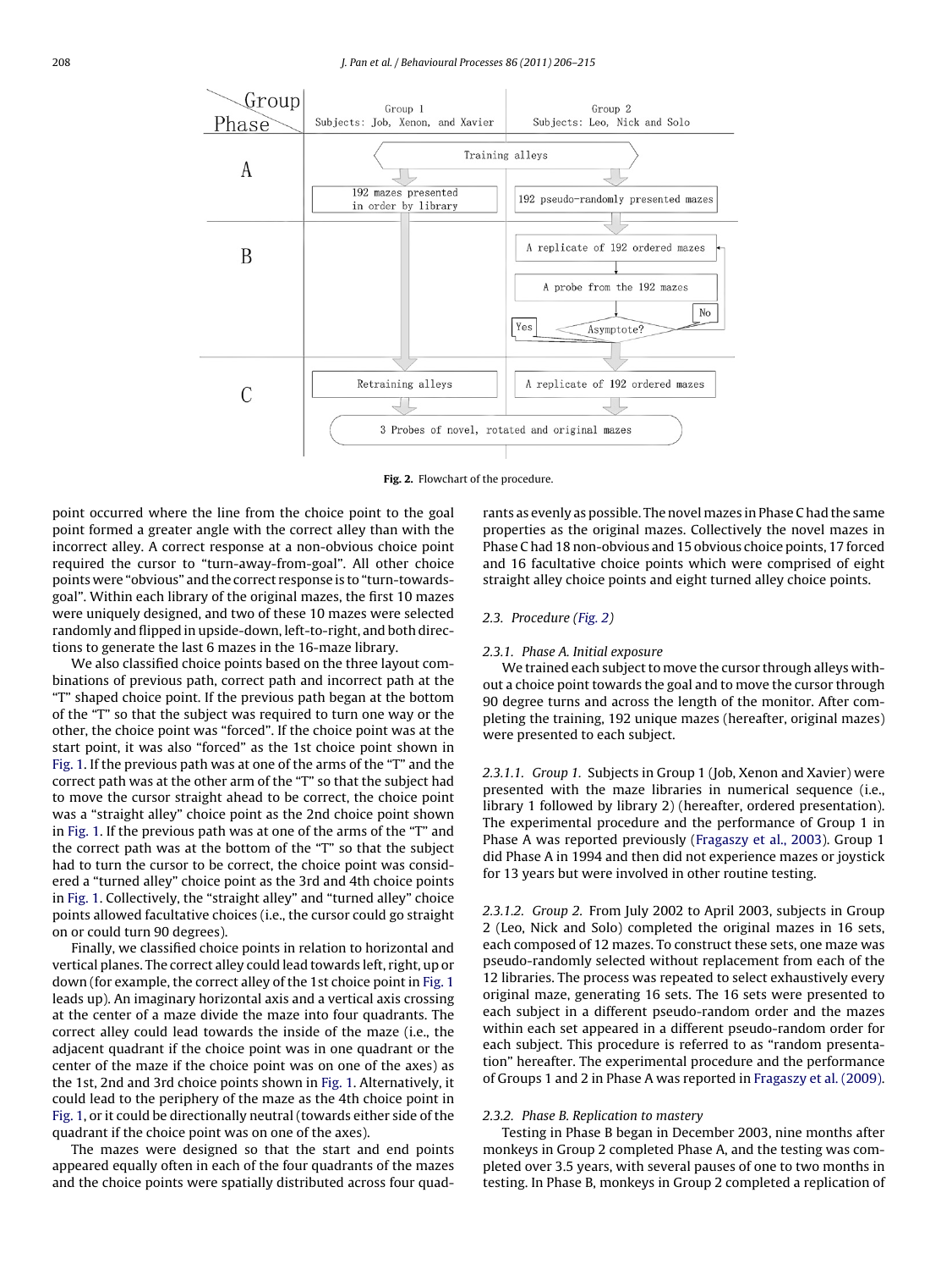Fig. 2. Flowchart of the procedure.

point occurred where the line from the choice point to the goal point formed a greater angle with the correct alley than with the incorrect alley. A correct response at a non-obvious choice point required the cursor to "turn-away-from-goal". All other choice points were "obvious" and the correct response is to "turn-towards-goal". Within each library of the original mazes, the first 10 mazes were uniquely designed, and two of these 10 mazes were selected randomly and flipped in upside-down, left-to-right, and both directions to generate the last 6 mazes in the 16-maze library.

We also classified choice points based on the three layout combinations of previous path, correct path and incorrect path at the "T" shaped choice point. If the previous path began at the bottom of the "T" so that the subject was required to turn one way or the other, the choice point was "forced". If the choice point was at the start point, it was also "forced" as the 1st choice point shown in Fig. 1. If the previous path was at one of the arms of the "T" and the correct path was at the other arm of the "T" so that the subject had to move the cursor straight ahead to be correct, the choice point was a "straight alley" choice point as the 2nd choice point shown in Fig. 1. If the previous path was at one of the arms of the "T" and the correct path was at the bottom of the "T" so that the subject had to turn the cursor to be correct, the choice point was considered a "turned alley" choice point as the 3rd and 4th choice points in Fig. 1. Collectively, the "straight alley" and "turned alley" choice points allowed facultative choices (i.e., the cursor could go straight on or could turn 90 degrees).

Finally, we classified choice points in relation to horizontal and vertical planes. The correct alley could lead towards left, right, up or down (for example, the correct alley of the 1st choice point in Fig. 1 leads up). An imaginary horizontal axis and a vertical axis crossing at the center of a maze divide the maze into four quadrants. The correct alley could lead towards the inside of the maze (i.e., the adjacent quadrant if the choice point was in one quadrant or the center of the maze if the choice point was on one of the axes) as the 1st, 2nd and 3rd choice points shown in Fig. 1. Alternatively, it could lead to the periphery of the maze as the 4th choice point in Fig. 1, or it could be directionally neutral (towards either side of the quadrant if the choice point was on one of the axes).

The mazes were designed so that the start and end points appeared equally often in each of the four quadrants of the mazes and the choice points were spatially distributed across four quadrants as evenly as possible. The novel mazes in Phase C had the same properties as the original mazes. Collectively the novel mazes in Phase C had 18 non-obvious and 15 obvious choice points, 17 forced and 16 facultative choice points which were comprised of eight straight alley choice points and eight turned alley choice points.

### 2.3. Procedure (Fig. 2)

#### 2.3.1. Phase A. Initial exposure

We trained each subject to move the cursor through alleys without a choice point towards the goal and to move the cursor through 90 degree turns and across the length of the monitor. After completing the training, 192 unique mazes (hereafter, original mazes) were presented to each subject.

*2.3.1.1. Group 1.* Subjects in Group 1 (Job, Xenon and Xavier) were presented with the maze libraries in numerical sequence (i.e., library 1 followed by library 2) (hereafter, ordered presentation). The experimental procedure and the performance of Group 1 in Phase A was reported previously (Fragaszy et al., 2003). Group 1 did Phase A in 1994 and then did not experience mazes or joystick for 13 years but were involved in other routine testing.

*2.3.1.2. Group 2.* From July 2002 to April 2003, subjects in Group 2 (Leo, Nick and Solo) completed the original mazes in 16 sets, each composed of 12 mazes. To construct these sets, one maze was pseudo-randomly selected without replacement from each of the 12 libraries. The process was repeated to select exhaustively every original maze, generating 16 sets. The 16 sets were presented to each subject in a different pseudo-random order and the mazes within each set appeared in a different pseudo-random order for each subject. This procedure is referred to as "random presentation" hereafter. The experimental procedure and the performance of Groups 1 and 2 in Phase A was reported in Fragaszy et al. (2009).

#### 2.3.2. Phase B. Replication to mastery

Testing in Phase B began in December 2003, nine months after monkeys in Group 2 completed Phase A, and the testing was completed over 3.5 years, with several pauses of one to two months in testing. In Phase B, monkeys in Group 2 completed a replication of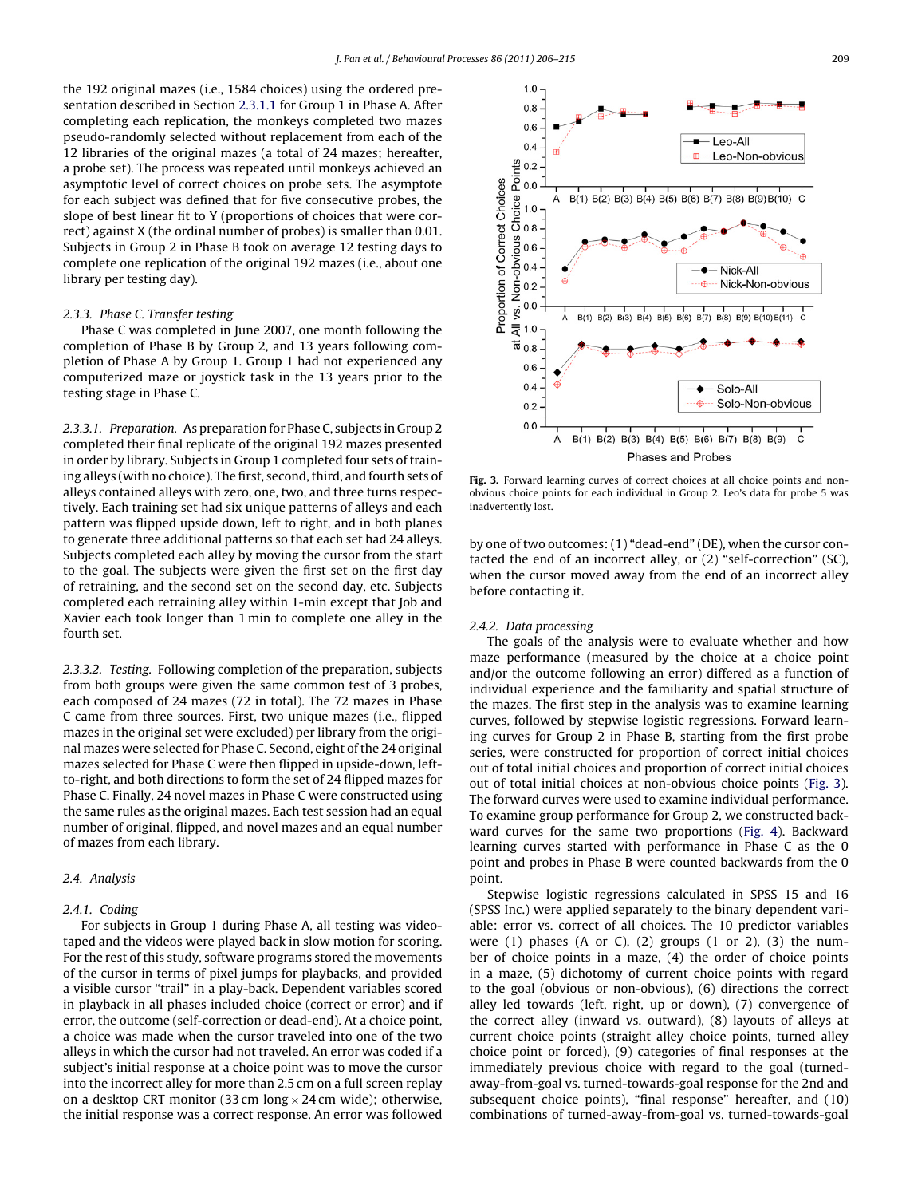the 192 original mazes (i.e., 1584 choices) using the ordered presentation described in Section 2.3.1.1 for Group 1 in Phase A. After completing each replication, the monkeys completed two mazes pseudo-randomly selected without replacement from each of the 12 libraries of the original mazes (a total of 24 mazes; hereafter, a probe set). The process was repeated until monkeys achieved an asymptotic level of correct choices on probe sets. The asymptote for each subject was defined that for five consecutive probes, the slope of best linear fit to Y (proportions of choices that were correct) against X (the ordinal number of probes) is smaller than 0.01. Subjects in Group 2 in Phase B took on average 12 testing days to complete one replication of the original 192 mazes (i.e., about one library per testing day).

### 2.3.3. Phase C. Transfer testing

Phase C was completed in June 2007, one month following the completion of Phase B by Group 2, and 13 years following completion of Phase A by Group 1. Group 1 had not experienced any computerized maze or joystick task in the 13 years prior to the testing stage in Phase C.

*2.3.3.1. Preparation.* As preparation for Phase C, subjects in Group 2 completed their final replicate of the original 192 mazes presented in order by library. Subjects in Group 1 completed four sets of training alleys (with no choice). The first, second, third, and fourth sets of alleys contained alleys with zero, one, two, and three turns respectively. Each training set had six unique patterns of alleys and each pattern was flipped upside down, left to right, and in both planes to generate three additional patterns so that each set had 24 alleys. Subjects completed each alley by moving the cursor from the start to the goal. The subjects were given the first set on the first day of retraining, and the second set on the second day, etc. Subjects completed each retraining alley within 1-min except that Job and Xavier each took longer than 1 min to complete one alley in the fourth set.

*2.3.3.2. Testing.* Following completion of the preparation, subjects from both groups were given the same common test of 3 probes, each composed of 24 mazes (72 in total). The 72 mazes in Phase C came from three sources. First, two unique mazes (i.e., flipped mazes in the original set were excluded) per library from the original mazes were selected for Phase C. Second, eight of the 24 original mazes selected for Phase C were then flipped in upside-down, left-to-right, and both directions to form the set of 24 flipped mazes for Phase C. Finally, 24 novel mazes in Phase C were constructed using the same rules as the original mazes. Each test session had an equal number of original, flipped, and novel mazes and an equal number of mazes from each library.

### 2.4. Analysis

#### 2.4.1. Coding

For subjects in Group 1 during Phase A, all testing was videotaped and the videos were played back in slow motion for scoring. For the rest of this study, software programs stored the movements of the cursor in terms of pixel jumps for playbacks, and provided a visible cursor "trail" in a play-back. Dependent variables scored in playback in all phases included choice (correct or error) and if error, the outcome (self-correction or dead-end). At a choice point, a choice was made when the cursor traveled into one of the two alleys in which the cursor had not traveled. An error was coded if a subject's initial response at a choice point was to move the cursor into the incorrect alley for more than 2.5 cm on a full screen replay on a desktop CRT monitor (33 cm long × 24 cm wide); otherwise, the initial response was a correct response. An error was followed by one of two outcomes: (1) "dead-end" (DE), when the cursor contacted the end of an incorrect alley, or (2) "self-correction" (SC), when the cursor moved away from the end of an incorrect alley before contacting it.

**Fig. 3.** Forward learning curves of correct choices at all choice points and non-obvious choice points for each individual in Group 2. Leo's data for probe 5 was inadvertently lost.

#### 2.4.2. Data processing

The goals of the analysis were to evaluate whether and how maze performance (measured by the choice at a choice point and/or the outcome following an error) differed as a function of individual experience and the familiarity and spatial structure of the mazes. The first step in the analysis was to examine learning curves, followed by stepwise logistic regressions. Forward learning curves for Group 2 in Phase B, starting from the first probe series, were constructed for proportion of correct initial choices out of total initial choices and proportion of correct initial choices out of total initial choices at non-obvious choice points (Fig. 3). The forward curves were used to examine individual performance. To examine group performance for Group 2, we constructed backward curves for the same two proportions (Fig. 4). Backward learning curves started with performance in Phase C as the 0 point and probes in Phase B were counted backwards from the 0 point.

Stepwise logistic regressions calculated in SPSS 15 and 16 (SPSS Inc.) were applied separately to the binary dependent variable: error vs. correct of all choices. The 10 predictor variables were (1) phases (A or C), (2) groups (1 or 2), (3) the number of choice points in a maze, (4) the order of choice points in a maze, (5) dichotomy of current choice points with regard to the goal (obvious or non-obvious), (6) directions the correct alley led towards (left, right, up or down), (7) convergence of the correct alley (inward vs. outward), (8) layouts of alleys at current choice points (straight alley choice points, turned alley choice point or forced), (9) categories of final responses at the immediately previous choice with regard to the goal (turned-away-from-goal vs. turned-towards-goal response for the 2nd and subsequent choice points), "final response" hereafter, and (10) combinations of turned-away-from-goal vs. turned-towards-goal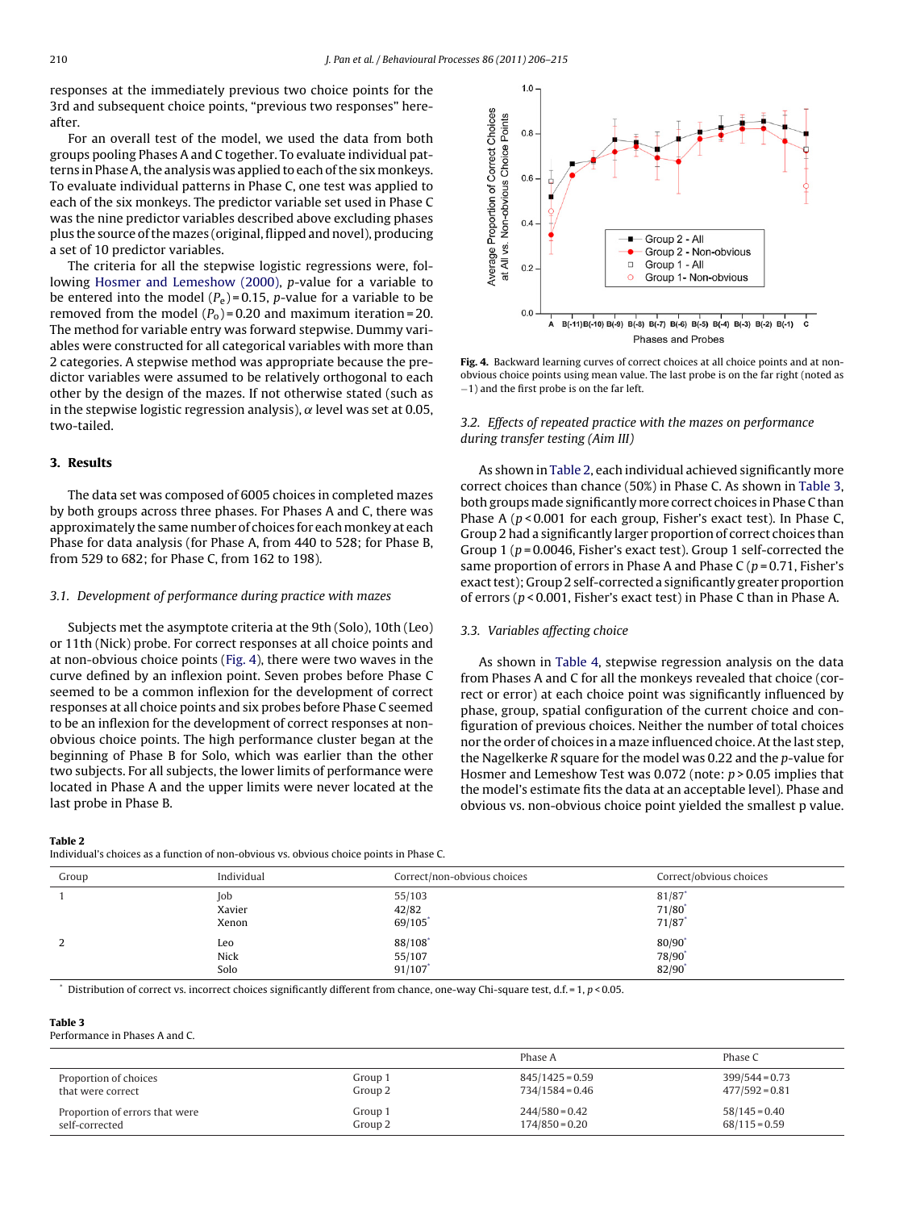responses at the immediately previous two choice points for the 3rd and subsequent choice points, "previous two responses" hereafter.

For an overall test of the model, we used the data from both groups pooling Phases A and C together. To evaluate individual patterns in Phase A, the analysis was applied to each of the six monkeys. To evaluate individual patterns in Phase C, one test was applied to each of the six monkeys. The predictor variable set used in Phase C was the nine predictor variables described above excluding phases plus the source of the mazes (original, flipped and novel), producing a set of 10 predictor variables.

The criteria for all the stepwise logistic regressions were, following Hosmer and Lemeshow (2000), p-value for a variable to be entered into the model ($P_e$) = 0.15, p-value for a variable to be removed from the model ($P_o$) = 0.20 and maximum iteration = 20. The method for variable entry was forward stepwise. Dummy variables were constructed for all categorical variables with more than 2 categories. A stepwise method was appropriate because the predictor variables were assumed to be relatively orthogonal to each other by the design of the mazes. If not otherwise stated (such as in the stepwise logistic regression analysis), $\alpha$ level was set at 0.05, two-tailed.

## 3. Results

The data set was composed of 6005 choices in completed mazes by both groups across three phases. For Phases A and C, there was approximately the same number of choices for each monkey at each Phase for data analysis (for Phase A, from 440 to 528; for Phase B, from 529 to 682; for Phase C, from 162 to 198).

### 3.1. Development of performance during practice with mazes

Subjects met the asymptote criteria at the 9th (Solo), 10th (Leo) or 11th (Nick) probe. For correct responses at all choice points and at non-obvious choice points (Fig. 4), there were two waves in the curve defined by an inflexion point. Seven probes before Phase C seemed to be a common inflexion for the development of correct responses at all choice points and six probes before Phase C seemed to be an inflexion for the development of correct responses at non-obvious choice points. The high performance cluster began at the beginning of Phase B for Solo, which was earlier than the other two subjects. For all subjects, the lower limits of performance were located in Phase A and the upper limits were never located at the last probe in Phase B.

**Fig. 4.** Backward learning curves of correct choices at all choice points and at non-obvious choice points using mean value. The last probe is on the far right (noted as −1) and the first probe is on the far left.

### 3.2. Effects of repeated practice with the mazes on performance during transfer testing (Aim III)

As shown in Table 2, each individual achieved significantly more correct choices than chance (50%) in Phase C. As shown in Table 3, both groups made significantly more correct choices in Phase C than Phase A ($p < 0.001$ for each group, Fisher's exact test). In Phase C, Group 2 had a significantly larger proportion of correct choices than Group 1 ($p = 0.0046$, Fisher's exact test). Group 1 self-corrected the same proportion of errors in Phase A and Phase C ($p = 0.71$, Fisher's exact test); Group 2 self-corrected a significantly greater proportion of errors ($p < 0.001$, Fisher's exact test) in Phase C than in Phase A.

### 3.3. Variables affecting choice

As shown in Table 4, stepwise regression analysis on the data from Phases A and C for all the monkeys revealed that choice (correct or error) at each choice point was significantly influenced by phase, group, spatial configuration of the current choice and configuration of previous choices. Neither the number of total choices nor the order of choices in a maze influenced choice. At the last step, the Nagelkerke $R$ square for the model was 0.22 and the p-value for Hosmer and Lemeshow Test was 0.072 (note: $p > 0.05$ implies that the model's estimate fits the data at an acceptable level). Phase and obvious vs. non-obvious choice point yielded the smallest p value.

**Table 2**
Individual's choices as a function of non-obvious vs. obvious choice points in Phase C.

| Group | Individual | Correct/non-obvious choices | Correct/obvious choices |
|---|---|---|---|
| 1 | Job | 55/103 | 81/87* |
| | Xavier | 42/82 | 71/80* |
| | Xenon | 69/105* | 71/87* |
| 2 | Leo | 88/108* | 80/90* |
| | Nick | 55/107 | 78/90* |
| | Solo | 91/107* | 82/90* |

\* Distribution of correct vs. incorrect choices significantly different from chance, one-way Chi-square test, d.f. = 1, $p < 0.05$.

**Table 3**
Performance in Phases A and C.

| | | Phase A | Phase C |
|---|---|---|---|
| Proportion of choices that were correct | Group 1 | 845/1425 = 0.59 | 399/544 = 0.73 |
| | Group 2 | 734/1584 = 0.46 | 477/592 = 0.81 |
| Proportion of errors that were self-corrected | Group 1 | 244/580 = 0.42 | 58/145 = 0.40 |
| | Group 2 | 174/850 = 0.20 | 68/115 = 0.59 |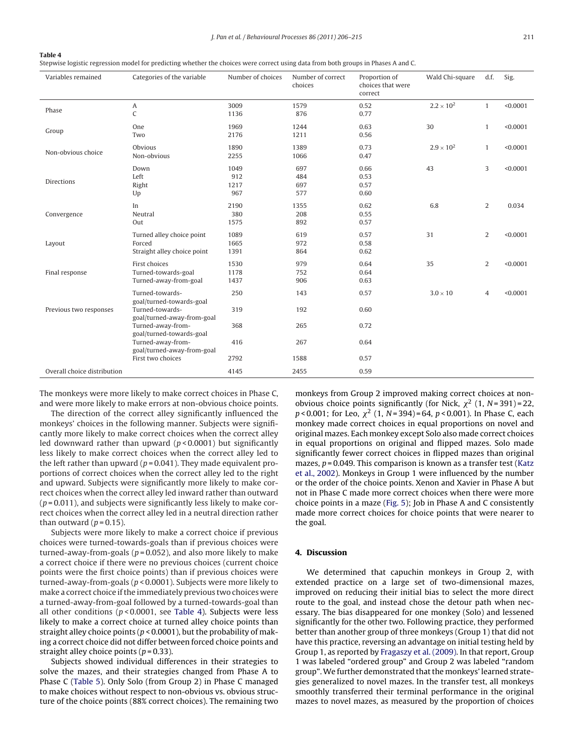**Table 4**
Stepwise logistic regression model for predicting whether the choices were correct using data from both groups in Phases A and C.

| Variables remained | Categories of the variable | Number of choices | Number of correct choices | Proportion of choices that were correct | Wald Chi-square | d.f. | Sig. |
|---|---|---|---|---|---|---|---|
| Phase | A | 3009 | 1579 | 0.52 | $2.2 \times 10^2$ | 1 | <0.0001 |
| | C | 1136 | 876 | 0.77 | | | |
| Group | One | 1969 | 1244 | 0.63 | 30 | 1 | <0.0001 |
| | Two | 2176 | 1211 | 0.56 | | | |
| Non-obvious choice | Obvious | 1890 | 1389 | 0.73 | $2.9 \times 10^2$ | 1 | <0.0001 |
| | Non-obvious | 2255 | 1066 | 0.47 | | | |
| Directions | Down | 1049 | 697 | 0.66 | 43 | 3 | <0.0001 |
| | Left | 912 | 484 | 0.53 | | | |
| | Right | 1217 | 697 | 0.57 | | | |
| | Up | 967 | 577 | 0.60 | | | |
| Convergence | In | 2190 | 1355 | 0.62 | 6.8 | 2 | 0.034 |
| | Neutral | 380 | 208 | 0.55 | | | |
| | Out | 1575 | 892 | 0.57 | | | |
| Layout | Turned alley choice point | 1089 | 619 | 0.57 | 31 | 2 | <0.0001 |
| | Forced | 1665 | 972 | 0.58 | | | |
| | Straight alley choice point | 1391 | 864 | 0.62 | | | |
| Final response | First choices | 1530 | 979 | 0.64 | 35 | 2 | <0.0001 |
| | Turned-towards-goal | 1178 | 752 | 0.64 | | | |
| | Turned-away-from-goal | 1437 | 906 | 0.63 | | | |
| Previous two responses | Turned-towards-goal/turned-towards-goal | 250 | 143 | 0.57 | $3.0 \times 10$ | 4 | <0.0001 |
| | Turned-towards-goal/turned-away-from-goal | 319 | 192 | 0.60 | | | |
| | Turned-away-from-goal/turned-towards-goal | 368 | 265 | 0.72 | | | |
| | Turned-away-from-goal/turned-away-from-goal | 416 | 267 | 0.64 | | | |
| | First two choices | 2792 | 1588 | 0.57 | | | |
| Overall choice distribution | | 4145 | 2455 | 0.59 | | | |

The monkeys were more likely to make correct choices in Phase C, and were more likely to make errors at non-obvious choice points.

The direction of the correct alley significantly influenced the monkeys' choices in the following manner. Subjects were significantly more likely to make correct choices when the correct alley led downward rather than upward ($p < 0.0001$) but significantly less likely to make correct choices when the correct alley led to the left rather than upward ($p = 0.041$). They made equivalent proportions of correct choices when the correct alley led to the right and upward. Subjects were significantly more likely to make correct choices when the correct alley led inward rather than outward ($p = 0.011$), and subjects were significantly less likely to make correct choices when the correct alley led in a neutral direction rather than outward ($p = 0.15$).

Subjects were more likely to make a correct choice if previous choices were turned-towards-goals than if previous choices were turned-away-from-goals ($p = 0.052$), and also more likely to make a correct choice if there were no previous choices (current choice points were the first choice points) than if previous choices were turned-away-from-goals ($p < 0.0001$). Subjects were more likely to make a correct choice if the immediately previous two choices were a turned-away-from-goal followed by a turned-towards-goal than all other conditions ($p < 0.0001$, see Table 4). Subjects were less likely to make a correct choice at turned alley choice points than straight alley choice points ($p < 0.0001$), but the probability of making a correct choice did not differ between forced choice points and straight alley choice points ($p = 0.33$).

Subjects showed individual differences in their strategies to solve the mazes, and their strategies changed from Phase A to Phase C (Table 5). Only Solo (from Group 2) in Phase C managed to make choices without respect to non-obvious vs. obvious structure of the choice points (88% correct choices). The remaining two monkeys from Group 2 improved making correct choices at non-obvious choice points significantly (for Nick, $\chi^2$ (1, $N = 391$) = 22, $p < 0.001$; for Leo, $\chi^2$ (1, $N = 394$) = 64, $p < 0.001$). In Phase C, each monkey made correct choices in equal proportions on novel and original mazes. Each monkey except Solo also made correct choices in equal proportions on original and flipped mazes. Solo made significantly fewer correct choices in flipped mazes than original mazes, $p = 0.049$. This comparison is known as a transfer test (Katz et al., 2002). Monkeys in Group 1 were influenced by the number or the order of the choice points. Xenon and Xavier in Phase A but not in Phase C made more correct choices when there were more choice points in a maze (Fig. 5); Job in Phase A and C consistently made more correct choices for choice points that were nearer to the goal.

## 4. Discussion

We determined that capuchin monkeys in Group 2, with extended practice on a large set of two-dimensional mazes, improved on reducing their initial bias to select the more direct route to the goal, and instead chose the detour path when necessary. The bias disappeared for one monkey (Solo) and lessened significantly for the other two. Following practice, they performed better than another group of three monkeys (Group 1) that did not have this practice, reversing an advantage on initial testing held by Group 1, as reported by Fragaszy et al. (2009). In that report, Group 1 was labeled "ordered group" and Group 2 was labeled "random group". We further demonstrated that the monkeys' learned strategies generalized to novel mazes. In the transfer test, all monkeys smoothly transferred their terminal performance in the original mazes to novel mazes, as measured by the proportion of choices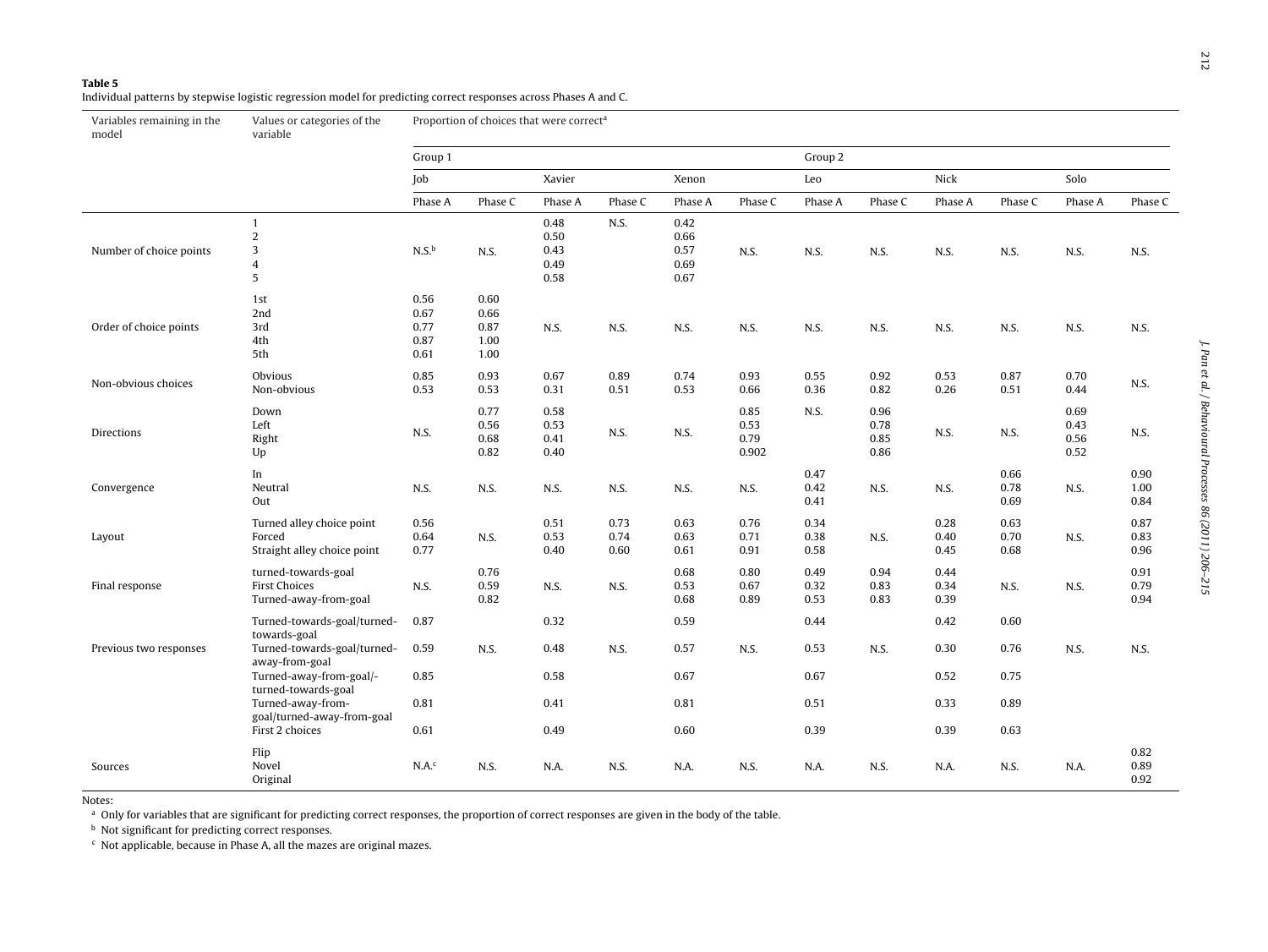**Table 5**
Individual patterns by stepwise logistic regression model for predicting correct responses across Phases A and C.

| Variables remaining in the model | Values or categories of the variable | Proportion of choices that were correct[a] | | | | | | | | | | | |
|---|---|---|---|---|---|---|---|---|---|---|---|---|---|
| | | Group 1 | | | | | | Group 2 | | | | | |
| | | Job | | Xavier | | Xenon | | Leo | | Nick | | Solo | |
| | | Phase A | Phase C | Phase A | Phase C | Phase A | Phase C | Phase A | Phase C | Phase A | Phase C | Phase A | Phase C |
| Number of choice points | 1 | | | 0.48 | N.S. | 0.42 | | | | | | | |
| | 2 | | | 0.50 | | 0.66 | | | | | | | |
| | 3 | N.S.[b] | N.S. | 0.43 | | 0.57 | N.S. | N.S. | N.S. | N.S. | N.S. | N.S. | N.S. |
| | 4 | | | 0.49 | | 0.69 | | | | | | | |
| | 5 | | | 0.58 | | 0.67 | | | | | | | |
| Order of choice points | 1st | 0.56 | 0.60 | | | | | | | | | | |
| | 2nd | 0.67 | 0.66 | | | | | | | | | | |
| | 3rd | 0.77 | 0.87 | N.S. | N.S. | N.S. | N.S. | N.S. | N.S. | N.S. | N.S. | N.S. | N.S. |
| | 4th | 0.87 | 1.00 | | | | | | | | | | |
| | 5th | 0.61 | 1.00 | | | | | | | | | | |
| Non-obvious choices | Obvious | 0.85 | 0.93 | 0.67 | 0.89 | 0.74 | 0.93 | 0.55 | 0.92 | 0.53 | 0.87 | 0.70 | N.S. |
| | Non-obvious | 0.53 | 0.53 | 0.31 | 0.51 | 0.53 | 0.66 | 0.36 | 0.82 | 0.26 | 0.51 | 0.44 | |
| Directions | Down | | 0.77 | 0.58 | | | 0.85 | N.S. | 0.96 | | | 0.69 | |
| | Left | N.S. | 0.56 | 0.53 | N.S. | N.S. | 0.53 | | 0.78 | N.S. | N.S. | 0.43 | N.S. |
| | Right | | 0.68 | 0.41 | | | 0.79 | | 0.85 | | | 0.56 | |
| | Up | | 0.82 | 0.40 | | | 0.902 | | 0.86 | | | 0.52 | |
| Convergence | In | | | | | | | 0.47 | | | 0.66 | | 0.90 |
| | Neutral | N.S. | N.S. | N.S. | N.S. | N.S. | N.S. | 0.42 | N.S. | N.S. | 0.78 | N.S. | 1.00 |
| | Out | | | | | | | 0.41 | | | 0.69 | | 0.84 |
| Layout | Turned alley choice point | 0.56 | | 0.51 | 0.73 | 0.63 | 0.76 | 0.34 | | 0.28 | 0.63 | | 0.87 |
| | Forced | 0.64 | N.S. | 0.53 | 0.74 | 0.63 | 0.71 | 0.38 | N.S. | 0.40 | 0.70 | N.S. | 0.83 |
| | Straight alley choice point | 0.77 | | 0.40 | 0.60 | 0.61 | 0.91 | 0.58 | | 0.45 | 0.68 | | 0.96 |
| Final response | turned-towards-goal | | 0.76 | | | 0.68 | 0.80 | 0.49 | 0.94 | 0.44 | | | 0.91 |
| | First Choices | N.S. | 0.59 | N.S. | N.S. | 0.53 | 0.67 | 0.32 | 0.83 | 0.34 | N.S. | N.S. | 0.79 |
| | Turned-away-from-goal | | 0.82 | | | 0.68 | 0.89 | 0.53 | 0.83 | 0.39 | | | 0.94 |
| Previous two responses | Turned-towards-goal/turned-towards-goal | 0.87 | | 0.32 | | 0.59 | | 0.44 | | 0.42 | 0.60 | | |
| | Turned-towards-goal/turned-away-from-goal | 0.59 | N.S. | 0.48 | N.S. | 0.57 | N.S. | 0.53 | N.S. | 0.30 | 0.76 | N.S. | N.S. |
| | Turned-away-from-goal/-turned-towards-goal | 0.85 | | 0.58 | | 0.67 | | 0.67 | | 0.52 | 0.75 | | |
| | Turned-away-from-goal/turned-away-from-goal | 0.81 | | 0.41 | | 0.81 | | 0.51 | | 0.33 | 0.89 | | |
| | First 2 choices | 0.61 | | 0.49 | | 0.60 | | 0.39 | | 0.39 | 0.63 | | |
| Sources | Flip | | | | | | | | | | | | 0.82 |
| | Novel | N.A.[c] | N.S. | N.A. | N.S. | N.A. | N.S. | N.A. | N.S. | N.A. | N.S. | N.A. | 0.89 |
| | Original | | | | | | | | | | | | 0.92 |

Notes:

[a] Only for variables that are significant for predicting correct responses, the proportion of correct responses are given in the body of the table.

[b] Not significant for predicting correct responses.

[c] Not applicable, because in Phase A, all the mazes are original mazes.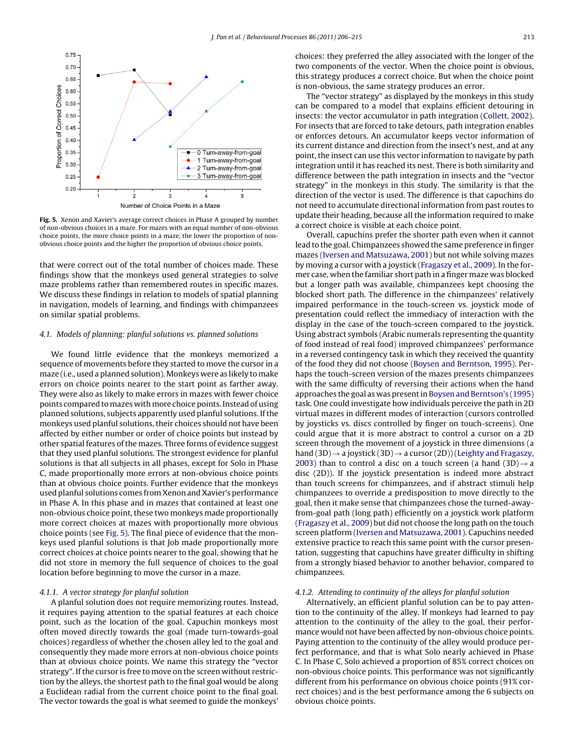0.75
0.70
0.65
0.60
0.55
0.50
0.45
0.40
0.35
0.30
0.25
0.20

Proportion of Correct Choices

1 2 3 4 5

Number of Choice Points in a Maze

0 Turn-away-from-goal
1 Turn-away-from-goal
2 Turn-away-from-goal
3 Turn-away-from-goal

**Fig. 5.** Xenon and Xavier's average correct choices in Phase A grouped by number of non-obvious choices in a maze. For mazes with an equal number of non-obvious choice points, the more choice points in a maze, the lower the proportion of non-obvious choice points and the higher the proportion of obvious choice points.

that were correct out of the total number of choices made. These findings show that the monkeys used general strategies to solve maze problems rather than remembered routes in specific mazes. We discuss these findings in relation to models of spatial planning in navigation, models of learning, and findings with chimpanzees on similar spatial problems.

### 4.1. Models of planning: planful solutions vs. planned solutions

We found little evidence that the monkeys memorized a sequence of movements before they started to move the cursor in a maze (i.e., used a planned solution). Monkeys were as likely to make errors on choice points nearer to the start point as farther away. They were also as likely to make errors in mazes with fewer choice points compared to mazes with more choice points. Instead of using planned solutions, subjects apparently used planful solutions. If the monkeys used planful solutions, their choices should not have been affected by either number or order of choice points but instead by other spatial features of the mazes. Three forms of evidence suggest that they used planful solutions. The strongest evidence for planful solutions is that all subjects in all phases, except for Solo in Phase C, made proportionally more errors at non-obvious choice points than at obvious choice points. Further evidence that the monkeys used planful solutions comes from Xenon and Xavier's performance in Phase A. In this phase and in mazes that contained at least one non-obvious choice point, these two monkeys made proportionally more correct choices at mazes with proportionally more obvious choice points (see Fig. 5). The final piece of evidence that the monkeys used planful solutions is that Job made proportionally more correct choices at choice points nearer to the goal, showing that he did not store in memory the full sequence of choices to the goal location before beginning to move the cursor in a maze.

#### 4.1.1. A vector strategy for planful solution

A planful solution does not require memorizing routes. Instead, it requires paying attention to the spatial features at each choice point, such as the location of the goal. Capuchin monkeys most often moved directly towards the goal (made turn-towards-goal choices) regardless of whether the chosen alley led to the goal and consequently they made more errors at non-obvious choice points than at obvious choice points. We name this strategy the "vector strategy". If the cursor is free to move on the screen without restriction by the alleys, the shortest path to the final goal would be along a Euclidean radial from the current choice point to the final goal. The vector towards the goal is what seemed to guide the monkeys' choices: they preferred the alley associated with the longer of the two components of the vector. When the choice point is obvious, this strategy produces a correct choice. But when the choice point is non-obvious, the same strategy produces an error.

The "vector strategy" as displayed by the monkeys in this study can be compared to a model that explains efficient detouring in insects: the vector accumulator in path integration (Collett, 2002). For insects that are forced to take detours, path integration enables or enforces detours. An accumulator keeps vector information of its current distance and direction from the insect's nest, and at any point, the insect can use this vector information to navigate by path integration until it has reached its nest. There is both similarity and difference between the path integration in insects and the "vector strategy" in the monkeys in this study. The similarity is that the direction of the vector is used. The difference is that capuchins do not need to accumulate directional information from past routes to update their heading, because all the information required to make a correct choice is visible at each choice point.

Overall, capuchins prefer the shorter path even when it cannot lead to the goal. Chimpanzees showed the same preference in finger mazes (Iversen and Matsuzawa, 2001) but not while solving mazes by moving a cursor with a joystick (Fragaszy et al., 2009). In the former case, when the familiar short path in a finger maze was blocked but a longer path was available, chimpanzees kept choosing the blocked short path. The difference in the chimpanzees' relatively impaired performance in the touch-screen vs. joystick mode of presentation could reflect the immediacy of interaction with the display in the case of the touch-screen compared to the joystick. Using abstract symbols (Arabic numerals representing the quantity of food instead of real food) improved chimpanzees' performance in a reversed contingency task in which they received the quantity of the food they did not choose (Boysen and Berntson, 1995). Perhaps the touch-screen version of the mazes presents chimpanzees with the same difficulty of reversing their actions when the hand approaches the goal as was present in Boysen and Berntson's (1995) task. One could investigate how individuals perceive the path in 2D virtual mazes in different modes of interaction (cursors controlled by joysticks vs. discs controlled by finger on touch-screens). One could argue that it is more abstract to control a cursor on a 2D screen through the movement of a joystick in three dimensions (a hand (3D) → a joystick (3D) → a cursor (2D)) (Leighty and Fragaszy, 2003) than to control a disc on a touch screen (a hand (3D) → a disc (2D)). If the joystick presentation is indeed more abstract than touch screens for chimpanzees, and if abstract stimuli help chimpanzees to override a predisposition to move directly to the goal, then it make sense that chimpanzees chose the turned-away-from-goal path (long path) efficiently on a joystick work platform (Fragaszy et al., 2009) but did not choose the long path on the touch screen platform (Iversen and Matsuzawa, 2001). Capuchins needed extensive practice to reach this same point with the cursor presentation, suggesting that capuchins have greater difficulty in shifting from a strongly biased behavior to another behavior, compared to chimpanzees.

#### 4.1.2. Attending to continuity of the alleys for planful solution

Alternatively, an efficient planful solution can be to pay attention to the continuity of the alley. If monkeys had learned to pay attention to the continuity of the alley to the goal, their performance would not have been affected by non-obvious choice points. Paying attention to the continuity of the alley would produce perfect performance, and that is what Solo nearly achieved in Phase C. In Phase C, Solo achieved a proportion of 85% correct choices on non-obvious choice points. This performance was not significantly different from his performance on obvious choice points (91% correct choices) and is the best performance among the 6 subjects on obvious choice points.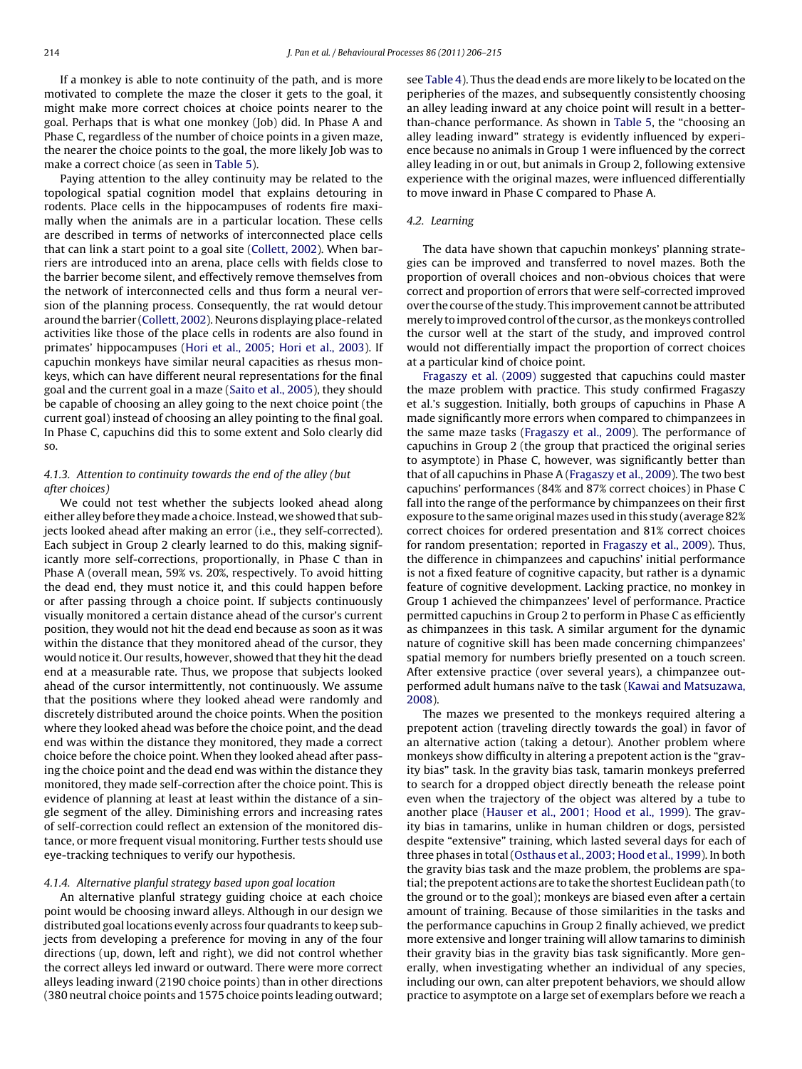If a monkey is able to note continuity of the path, and is more motivated to complete the maze the closer it gets to the goal, it might make more correct choices at choice points nearer to the goal. Perhaps that is what one monkey (Job) did. In Phase A and Phase C, regardless of the number of choice points in a given maze, the nearer the choice points to the goal, the more likely Job was to make a correct choice (as seen in Table 5).

Paying attention to the alley continuity may be related to the topological spatial cognition model that explains detouring in rodents. Place cells in the hippocampuses of rodents fire maximally when the animals are in a particular location. These cells are described in terms of networks of interconnected place cells that can link a start point to a goal site (Collett, 2002). When barriers are introduced into an arena, place cells with fields close to the barrier become silent, and effectively remove themselves from the network of interconnected cells and thus form a neural version of the planning process. Consequently, the rat would detour around the barrier (Collett, 2002). Neurons displaying place-related activities like those of the place cells in rodents are also found in primates' hippocampuses (Hori et al., 2005; Hori et al., 2003). If capuchin monkeys have similar neural capacities as rhesus monkeys, which can have different neural representations for the final goal and the current goal in a maze (Saito et al., 2005), they should be capable of choosing an alley going to the next choice point (the current goal) instead of choosing an alley pointing to the final goal. In Phase C, capuchins did this to some extent and Solo clearly did so.

#### 4.1.3. Attention to continuity towards the end of the alley (but after choices)

We could not test whether the subjects looked ahead along either alley before they made a choice. Instead, we showed that subjects looked ahead after making an error (i.e., they self-corrected). Each subject in Group 2 clearly learned to do this, making significantly more self-corrections, proportionally, in Phase C than in Phase A (overall mean, 59% vs. 20%, respectively. To avoid hitting the dead end, they must notice it, and this could happen before or after passing through a choice point. If subjects continuously visually monitored a certain distance ahead of the cursor's current position, they would not hit the dead end because as soon as it was within the distance that they monitored ahead of the cursor, they would notice it. Our results, however, showed that they hit the dead end at a measurable rate. Thus, we propose that subjects looked ahead of the cursor intermittently, not continuously. We assume that the positions where they looked ahead were randomly and discretely distributed around the choice points. When the position where they looked ahead was before the choice point, and the dead end was within the distance they monitored, they made a correct choice before the choice point. When they looked ahead after passing the choice point and the dead end was within the distance they monitored, they made self-correction after the choice point. This is evidence of planning at least at least within the distance of a single segment of the alley. Diminishing errors and increasing rates of self-correction could reflect an extension of the monitored distance, or more frequent visual monitoring. Further tests should use eye-tracking techniques to verify our hypothesis.

#### 4.1.4. Alternative planful strategy based upon goal location

An alternative planful strategy guiding choice at each choice point would be choosing inward alleys. Although in our design we distributed goal locations evenly across four quadrants to keep subjects from developing a preference for moving in any of the four directions (up, down, left and right), we did not control whether the correct alleys led inward or outward. There were more correct alleys leading inward (2190 choice points) than in other directions (380 neutral choice points and 1575 choice points leading outward; see Table 4). Thus the dead ends are more likely to be located on the peripheries of the mazes, and subsequently consistently choosing an alley leading inward at any choice point will result in a better-than-chance performance. As shown in Table 5, the "choosing an alley leading inward" strategy is evidently influenced by experience because no animals in Group 1 were influenced by the correct alley leading in or out, but animals in Group 2, following extensive experience with the original mazes, were influenced differentially to move inward in Phase C compared to Phase A.

### 4.2. Learning

The data have shown that capuchin monkeys' planning strategies can be improved and transferred to novel mazes. Both the proportion of overall choices and non-obvious choices that were correct and proportion of errors that were self-corrected improved over the course of the study. This improvement cannot be attributed merely to improved control of the cursor, as the monkeys controlled the cursor well at the start of the study, and improved control would not differentially impact the proportion of correct choices at a particular kind of choice point.

Fragaszy et al. (2009) suggested that capuchins could master the maze problem with practice. This study confirmed Fragaszy et al.'s suggestion. Initially, both groups of capuchins in Phase A made significantly more errors when compared to chimpanzees in the same maze tasks (Fragaszy et al., 2009). The performance of capuchins in Group 2 (the group that practiced the original series to asymptote) in Phase C, however, was significantly better than that of all capuchins in Phase A (Fragaszy et al., 2009). The two best capuchins' performances (84% and 87% correct choices) in Phase C fall into the range of the performance by chimpanzees on their first exposure to the same original mazes used in this study (average 82% correct choices for ordered presentation and 81% correct choices for random presentation; reported in Fragaszy et al., 2009). Thus, the difference in chimpanzees and capuchins' initial performance is not a fixed feature of cognitive capacity, but rather is a dynamic feature of cognitive development. Lacking practice, no monkey in Group 1 achieved the chimpanzees' level of performance. Practice permitted capuchins in Group 2 to perform in Phase C as efficiently as chimpanzees in this task. A similar argument for the dynamic nature of cognitive skill has been made concerning chimpanzees' spatial memory for numbers briefly presented on a touch screen. After extensive practice (over several years), a chimpanzee outperformed adult humans naïve to the task (Kawai and Matsuzawa, 2008).

The mazes we presented to the monkeys required altering a prepotent action (traveling directly towards the goal) in favor of an alternative action (taking a detour). Another problem where monkeys show difficulty in altering a prepotent action is the "gravity bias" task. In the gravity bias task, tamarin monkeys preferred to search for a dropped object directly beneath the release point even when the trajectory of the object was altered by a tube to another place (Hauser et al., 2001; Hood et al., 1999). The gravity bias in tamarins, unlike in human children or dogs, persisted despite "extensive" training, which lasted several days for each of three phases in total (Osthaus et al., 2003; Hood et al., 1999). In both the gravity bias task and the maze problem, the problems are spatial; the prepotent actions are to take the shortest Euclidean path (to the ground or to the goal); monkeys are biased even after a certain amount of training. Because of those similarities in the tasks and the performance capuchins in Group 2 finally achieved, we predict more extensive and longer training will allow tamarins to diminish their gravity bias in the gravity bias task significantly. More generally, when investigating whether an individual of any species, including our own, can alter prepotent behaviors, we should allow practice to asymptote on a large set of exemplars before we reach a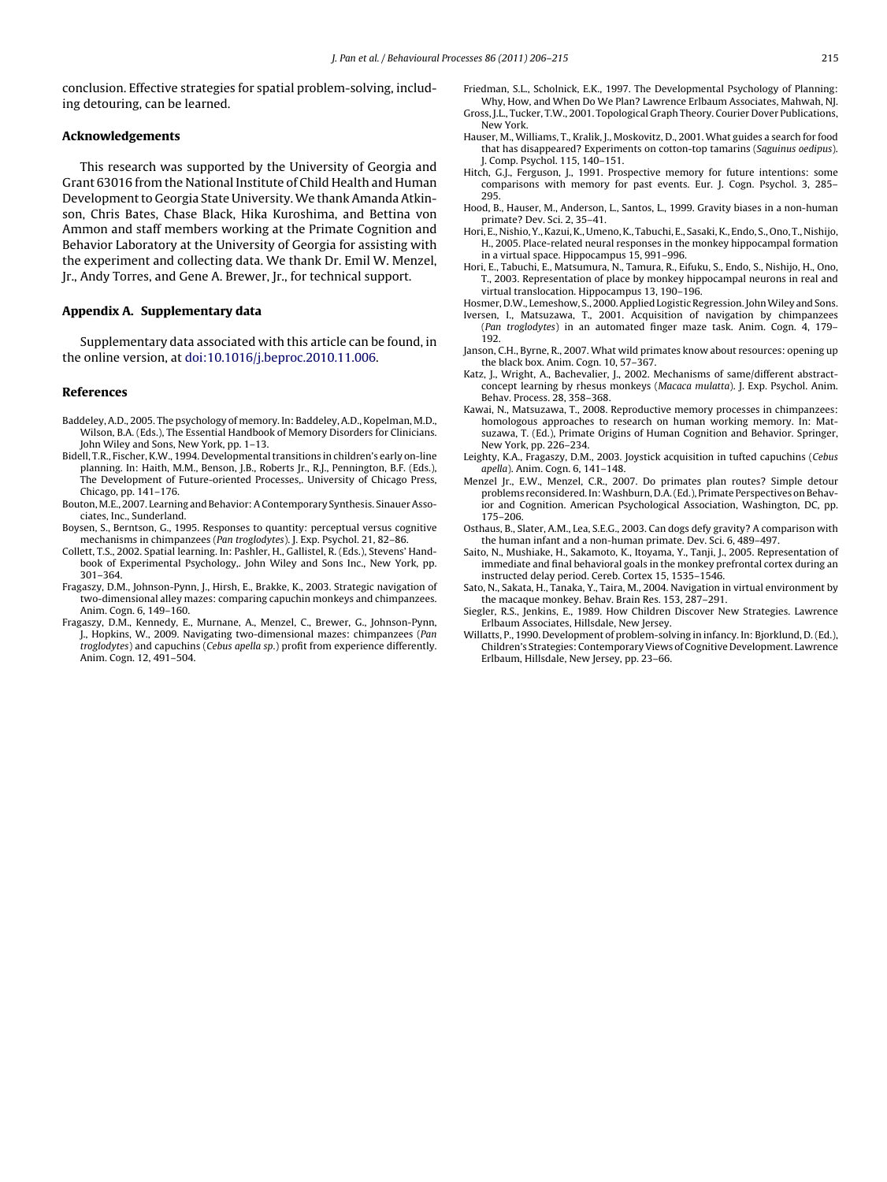conclusion. Effective strategies for spatial problem-solving, including detouring, can be learned.

## Acknowledgements

This research was supported by the University of Georgia and Grant 63016 from the National Institute of Child Health and Human Development to Georgia State University. We thank Amanda Atkinson, Chris Bates, Chase Black, Hika Kuroshima, and Bettina von Ammon and staff members working at the Primate Cognition and Behavior Laboratory at the University of Georgia for assisting with the experiment and collecting data. We thank Dr. Emil W. Menzel, Jr., Andy Torres, and Gene A. Brewer, Jr., for technical support.

## Appendix A. Supplementary data

Supplementary data associated with this article can be found, in the online version, at doi:10.1016/j.beproc.2010.11.006.

## References

Baddeley, A.D., 2005. The psychology of memory. In: Baddeley, A.D., Kopelman, M.D., Wilson, B.A. (Eds.), The Essential Handbook of Memory Disorders for Clinicians. John Wiley and Sons, New York, pp. 1–13.

Bidell, T.R., Fischer, K.W., 1994. Developmental transitions in children's early on-line planning. In: Haith, M.M., Benson, J.B., Roberts Jr., R.J., Pennington, B.F. (Eds.), The Development of Future-oriented Processes,. University of Chicago Press, Chicago, pp. 141–176.

Bouton, M.E., 2007. Learning and Behavior: A Contemporary Synthesis. Sinauer Associates, Inc., Sunderland.

Boysen, S., Berntson, G., 1995. Responses to quantity: perceptual versus cognitive mechanisms in chimpanzees (*Pan troglodytes*). J. Exp. Psychol. 21, 82–86.

Collett, T.S., 2002. Spatial learning. In: Pashler, H., Gallistel, R. (Eds.), Stevens' Handbook of Experimental Psychology,. John Wiley and Sons Inc., New York, pp. 301–364.

Fragaszy, D.M., Johnson-Pynn, J., Hirsh, E., Brakke, K., 2003. Strategic navigation of two-dimensional alley mazes: comparing capuchin monkeys and chimpanzees. Anim. Cogn. 6, 149–160.

Fragaszy, D.M., Kennedy, E., Murnane, A., Menzel, C., Brewer, G., Johnson-Pynn, J., Hopkins, W., 2009. Navigating two-dimensional mazes: chimpanzees (*Pan troglodytes*) and capuchins (*Cebus apella sp.*) profit from experience differently. Anim. Cogn. 12, 491–504.

Friedman, S.L., Scholnick, E.K., 1997. The Developmental Psychology of Planning: Why, How, and When Do We Plan? Lawrence Erlbaum Associates, Mahwah, NJ.

Gross, J.L., Tucker, T.W., 2001. Topological Graph Theory. Courier Dover Publications, New York.

Hauser, M., Williams, T., Kralik, J., Moskovitz, D., 2001. What guides a search for food that has disappeared? Experiments on cotton-top tamarins (*Saguinus oedipus*). J. Comp. Psychol. 115, 140–151.

Hitch, G.J., Ferguson, J., 1991. Prospective memory for future intentions: some comparisons with memory for past events. Eur. J. Cogn. Psychol. 3, 285–295.

Hood, B., Hauser, M., Anderson, L., Santos, L., 1999. Gravity biases in a non-human primate? Dev. Sci. 2, 35–41.

Hori, E., Nishio, Y., Kazui, K., Umeno, K., Tabuchi, E., Sasaki, K., Endo, S., Ono, T., Nishijo, H., 2005. Place-related neural responses in the monkey hippocampal formation in a virtual space. Hippocampus 15, 991–996.

Hori, E., Tabuchi, E., Matsumura, N., Tamura, R., Eifuku, S., Endo, S., Nishijo, H., Ono, T., 2003. Representation of place by monkey hippocampal neurons in real and virtual translocation. Hippocampus 13, 190–196.

Hosmer, D.W., Lemeshow, S., 2000. Applied Logistic Regression. John Wiley and Sons.

Iversen, I., Matsuzawa, T., 2001. Acquisition of navigation by chimpanzees (*Pan troglodytes*) in an automated finger maze task. Anim. Cogn. 4, 179–192.

Janson, C.H., Byrne, R., 2007. What wild primates know about resources: opening up the black box. Anim. Cogn. 10, 57–367.

Katz, J., Wright, A., Bachevalier, J., 2002. Mechanisms of same/different abstract-concept learning by rhesus monkeys (*Macaca mulatta*). J. Exp. Psychol. Anim. Behav. Process. 28, 358–368.

Kawai, N., Matsuzawa, T., 2008. Reproductive memory processes in chimpanzees: homologous approaches to research on human working memory. In: Matsuzawa, T. (Ed.), Primate Origins of Human Cognition and Behavior. Springer, New York, pp. 226–234.

Leighty, K.A., Fragaszy, D.M., 2003. Joystick acquisition in tufted capuchins (*Cebus apella*). Anim. Cogn. 6, 141–148.

Menzel Jr., E.W., Menzel, C.R., 2007. Do primates plan routes? Simple detour problems reconsidered. In: Washburn, D.A. (Ed.), Primate Perspectives on Behavior and Cognition. American Psychological Association, Washington, DC, pp. 175–206.

Osthaus, B., Slater, A.M., Lea, S.E.G., 2003. Can dogs defy gravity? A comparison with the human infant and a non-human primate. Dev. Sci. 6, 489–497.

Saito, N., Mushiake, H., Sakamoto, K., Itoyama, Y., Tanji, J., 2005. Representation of immediate and final behavioral goals in the monkey prefrontal cortex during an instructed delay period. Cereb. Cortex 15, 1535–1546.

Sato, N., Sakata, H., Tanaka, Y., Taira, M., 2004. Navigation in virtual environment by the macaque monkey. Behav. Brain Res. 153, 287–291.

Siegler, R.S., Jenkins, E., 1989. How Children Discover New Strategies. Lawrence Erlbaum Associates, Hillsdale, New Jersey.

Willatts, P., 1990. Development of problem-solving in infancy. In: Bjorklund, D. (Ed.), Children's Strategies: Contemporary Views of Cognitive Development. Lawrence Erlbaum, Hillsdale, New Jersey, pp. 23–66.